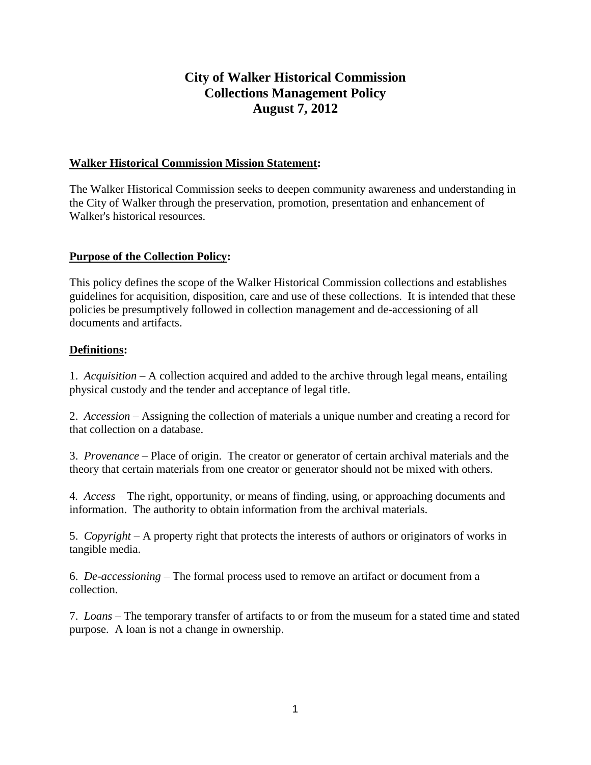# City of Walker Historical Commission
# Collections Management Policy
# August 7, 2012

**Walker Historical Commission Mission Statement:**

The Walker Historical Commission seeks to deepen community awareness and understanding in the City of Walker through the preservation, promotion, presentation and enhancement of Walker's historical resources.

**Purpose of the Collection Policy:**

This policy defines the scope of the Walker Historical Commission collections and establishes guidelines for acquisition, disposition, care and use of these collections. It is intended that these policies be presumptively followed in collection management and de-accessioning of all documents and artifacts.

**Definitions:**

1. *Acquisition* – A collection acquired and added to the archive through legal means, entailing physical custody and the tender and acceptance of legal title.

2. *Accession* – Assigning the collection of materials a unique number and creating a record for that collection on a database.

3. *Provenance* – Place of origin. The creator or generator of certain archival materials and the theory that certain materials from one creator or generator should not be mixed with others.

4. *Access* – The right, opportunity, or means of finding, using, or approaching documents and information. The authority to obtain information from the archival materials.

5. *Copyright* – A property right that protects the interests of authors or originators of works in tangible media.

6. *De-accessioning* – The formal process used to remove an artifact or document from a collection.

7. *Loans* – The temporary transfer of artifacts to or from the museum for a stated time and stated purpose. A loan is not a change in ownership.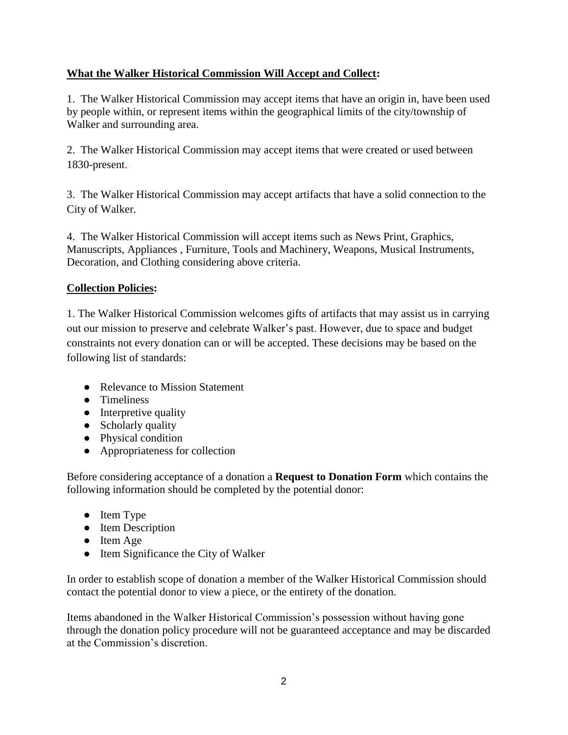**What the Walker Historical Commission Will Accept and Collect:**

1. The Walker Historical Commission may accept items that have an origin in, have been used by people within, or represent items within the geographical limits of the city/township of Walker and surrounding area.

2. The Walker Historical Commission may accept items that were created or used between 1830-present.

3. The Walker Historical Commission may accept artifacts that have a solid connection to the City of Walker.

4. The Walker Historical Commission will accept items such as News Print, Graphics, Manuscripts, Appliances , Furniture, Tools and Machinery, Weapons, Musical Instruments, Decoration, and Clothing considering above criteria.

**Collection Policies:**

1. The Walker Historical Commission welcomes gifts of artifacts that may assist us in carrying out our mission to preserve and celebrate Walker's past. However, due to space and budget constraints not every donation can or will be accepted. These decisions may be based on the following list of standards:

- Relevance to Mission Statement
- Timeliness
- Interpretive quality
- Scholarly quality
- Physical condition
- Appropriateness for collection

Before considering acceptance of a donation a **Request to Donation Form** which contains the following information should be completed by the potential donor:

- Item Type
- Item Description
- Item Age
- Item Significance the City of Walker

In order to establish scope of donation a member of the Walker Historical Commission should contact the potential donor to view a piece, or the entirety of the donation.

Items abandoned in the Walker Historical Commission's possession without having gone through the donation policy procedure will not be guaranteed acceptance and may be discarded at the Commission's discretion.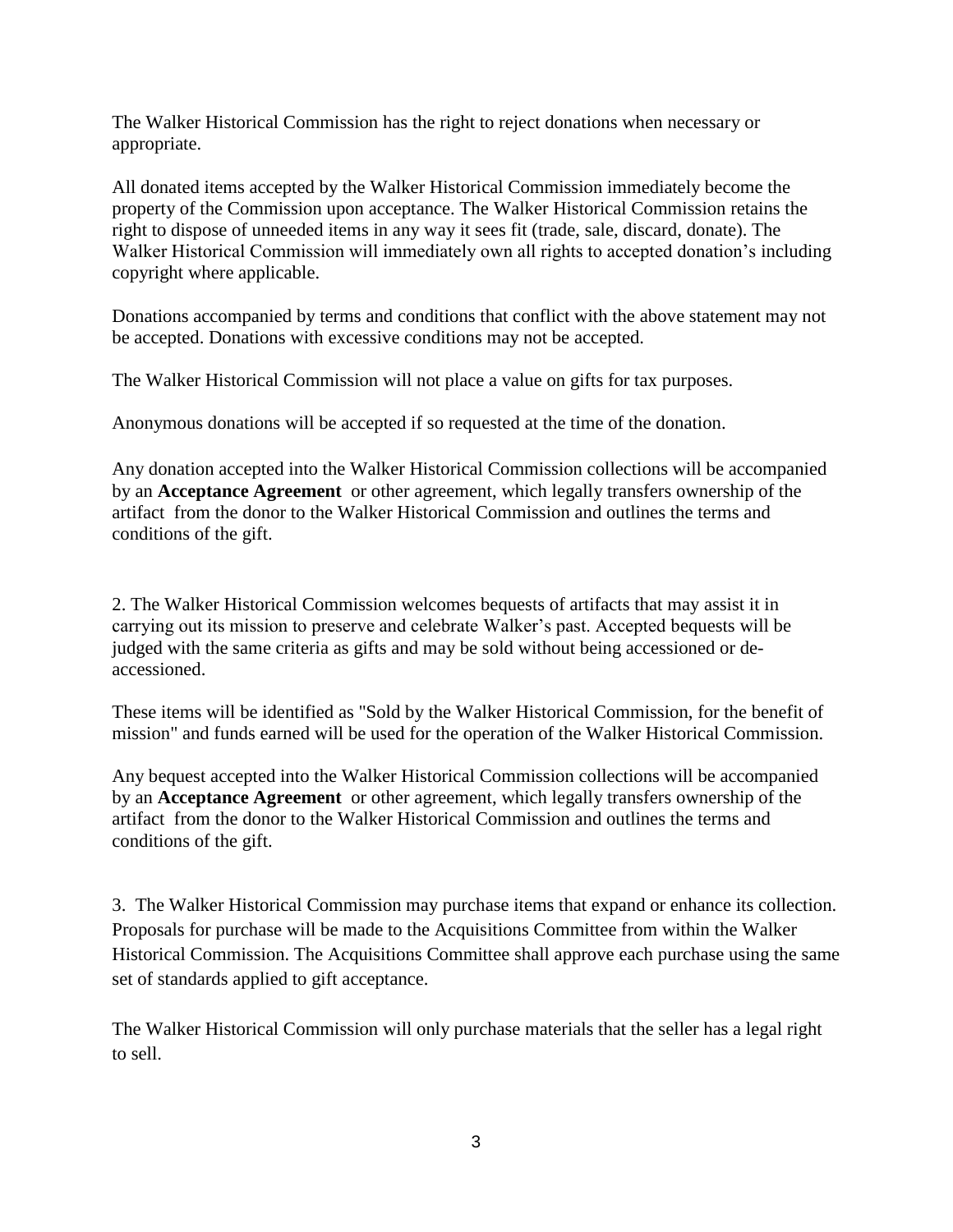The Walker Historical Commission has the right to reject donations when necessary or appropriate.

All donated items accepted by the Walker Historical Commission immediately become the property of the Commission upon acceptance. The Walker Historical Commission retains the right to dispose of unneeded items in any way it sees fit (trade, sale, discard, donate). The Walker Historical Commission will immediately own all rights to accepted donation's including copyright where applicable.

Donations accompanied by terms and conditions that conflict with the above statement may not be accepted. Donations with excessive conditions may not be accepted.

The Walker Historical Commission will not place a value on gifts for tax purposes.

Anonymous donations will be accepted if so requested at the time of the donation.

Any donation accepted into the Walker Historical Commission collections will be accompanied by an **Acceptance Agreement** or other agreement, which legally transfers ownership of the artifact from the donor to the Walker Historical Commission and outlines the terms and conditions of the gift.

2. The Walker Historical Commission welcomes bequests of artifacts that may assist it in carrying out its mission to preserve and celebrate Walker's past. Accepted bequests will be judged with the same criteria as gifts and may be sold without being accessioned or de-accessioned.

These items will be identified as "Sold by the Walker Historical Commission, for the benefit of mission" and funds earned will be used for the operation of the Walker Historical Commission.

Any bequest accepted into the Walker Historical Commission collections will be accompanied by an **Acceptance Agreement** or other agreement, which legally transfers ownership of the artifact from the donor to the Walker Historical Commission and outlines the terms and conditions of the gift.

3. The Walker Historical Commission may purchase items that expand or enhance its collection. Proposals for purchase will be made to the Acquisitions Committee from within the Walker Historical Commission. The Acquisitions Committee shall approve each purchase using the same set of standards applied to gift acceptance.

The Walker Historical Commission will only purchase materials that the seller has a legal right to sell.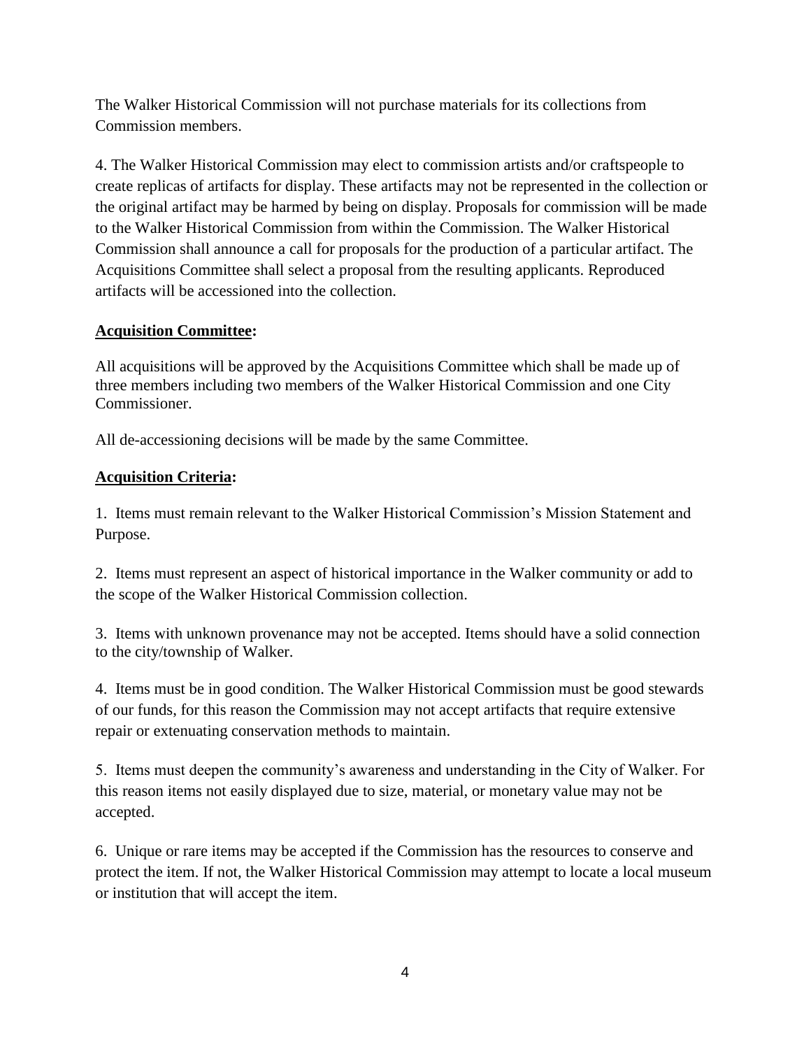The Walker Historical Commission will not purchase materials for its collections from Commission members.

4. The Walker Historical Commission may elect to commission artists and/or craftspeople to create replicas of artifacts for display. These artifacts may not be represented in the collection or the original artifact may be harmed by being on display. Proposals for commission will be made to the Walker Historical Commission from within the Commission. The Walker Historical Commission shall announce a call for proposals for the production of a particular artifact. The Acquisitions Committee shall select a proposal from the resulting applicants. Reproduced artifacts will be accessioned into the collection.

**<u>Acquisition Committee</u>:**

All acquisitions will be approved by the Acquisitions Committee which shall be made up of three members including two members of the Walker Historical Commission and one City Commissioner.

All de-accessioning decisions will be made by the same Committee.

**<u>Acquisition Criteria</u>:**

1. Items must remain relevant to the Walker Historical Commission's Mission Statement and Purpose.

2. Items must represent an aspect of historical importance in the Walker community or add to the scope of the Walker Historical Commission collection.

3. Items with unknown provenance may not be accepted. Items should have a solid connection to the city/township of Walker.

4. Items must be in good condition. The Walker Historical Commission must be good stewards of our funds, for this reason the Commission may not accept artifacts that require extensive repair or extenuating conservation methods to maintain.

5. Items must deepen the community's awareness and understanding in the City of Walker. For this reason items not easily displayed due to size, material, or monetary value may not be accepted.

6. Unique or rare items may be accepted if the Commission has the resources to conserve and protect the item. If not, the Walker Historical Commission may attempt to locate a local museum or institution that will accept the item.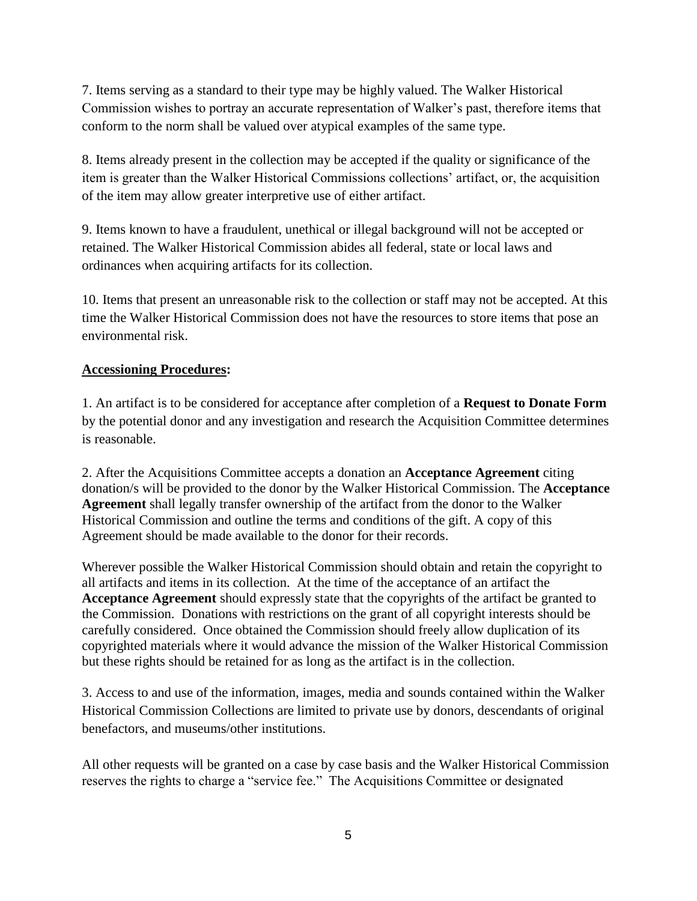7. Items serving as a standard to their type may be highly valued. The Walker Historical Commission wishes to portray an accurate representation of Walker's past, therefore items that conform to the norm shall be valued over atypical examples of the same type.

8. Items already present in the collection may be accepted if the quality or significance of the item is greater than the Walker Historical Commissions collections' artifact, or, the acquisition of the item may allow greater interpretive use of either artifact.

9. Items known to have a fraudulent, unethical or illegal background will not be accepted or retained. The Walker Historical Commission abides all federal, state or local laws and ordinances when acquiring artifacts for its collection.

10. Items that present an unreasonable risk to the collection or staff may not be accepted. At this time the Walker Historical Commission does not have the resources to store items that pose an environmental risk.

**Accessioning Procedures:**

1. An artifact is to be considered for acceptance after completion of a **Request to Donate Form** by the potential donor and any investigation and research the Acquisition Committee determines is reasonable.

2. After the Acquisitions Committee accepts a donation an **Acceptance Agreement** citing donation/s will be provided to the donor by the Walker Historical Commission. The **Acceptance Agreement** shall legally transfer ownership of the artifact from the donor to the Walker Historical Commission and outline the terms and conditions of the gift. A copy of this Agreement should be made available to the donor for their records.

Wherever possible the Walker Historical Commission should obtain and retain the copyright to all artifacts and items in its collection. At the time of the acceptance of an artifact the **Acceptance Agreement** should expressly state that the copyrights of the artifact be granted to the Commission. Donations with restrictions on the grant of all copyright interests should be carefully considered. Once obtained the Commission should freely allow duplication of its copyrighted materials where it would advance the mission of the Walker Historical Commission but these rights should be retained for as long as the artifact is in the collection.

3. Access to and use of the information, images, media and sounds contained within the Walker Historical Commission Collections are limited to private use by donors, descendants of original benefactors, and museums/other institutions.

All other requests will be granted on a case by case basis and the Walker Historical Commission reserves the rights to charge a "service fee." The Acquisitions Committee or designated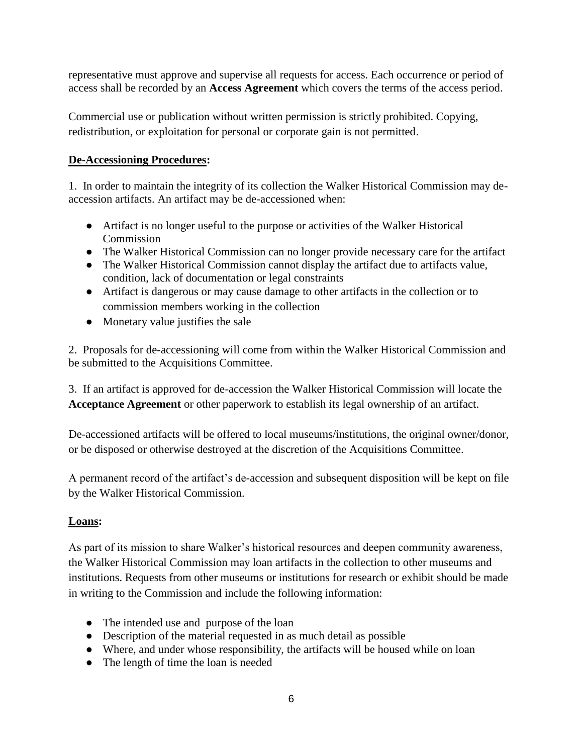representative must approve and supervise all requests for access. Each occurrence or period of access shall be recorded by an **Access Agreement** which covers the terms of the access period.

Commercial use or publication without written permission is strictly prohibited. Copying, redistribution, or exploitation for personal or corporate gain is not permitted.

**De-Accessioning Procedures:**

1. In order to maintain the integrity of its collection the Walker Historical Commission may de-accession artifacts. An artifact may be de-accessioned when:

- Artifact is no longer useful to the purpose or activities of the Walker Historical Commission
- The Walker Historical Commission can no longer provide necessary care for the artifact
- The Walker Historical Commission cannot display the artifact due to artifacts value, condition, lack of documentation or legal constraints
- Artifact is dangerous or may cause damage to other artifacts in the collection or to commission members working in the collection
- Monetary value justifies the sale

2. Proposals for de-accessioning will come from within the Walker Historical Commission and be submitted to the Acquisitions Committee.

3. If an artifact is approved for de-accession the Walker Historical Commission will locate the **Acceptance Agreement** or other paperwork to establish its legal ownership of an artifact.

De-accessioned artifacts will be offered to local museums/institutions, the original owner/donor, or be disposed or otherwise destroyed at the discretion of the Acquisitions Committee.

A permanent record of the artifact's de-accession and subsequent disposition will be kept on file by the Walker Historical Commission.

**Loans:**

As part of its mission to share Walker's historical resources and deepen community awareness, the Walker Historical Commission may loan artifacts in the collection to other museums and institutions. Requests from other museums or institutions for research or exhibit should be made in writing to the Commission and include the following information:

- The intended use and purpose of the loan
- Description of the material requested in as much detail as possible
- Where, and under whose responsibility, the artifacts will be housed while on loan
- The length of time the loan is needed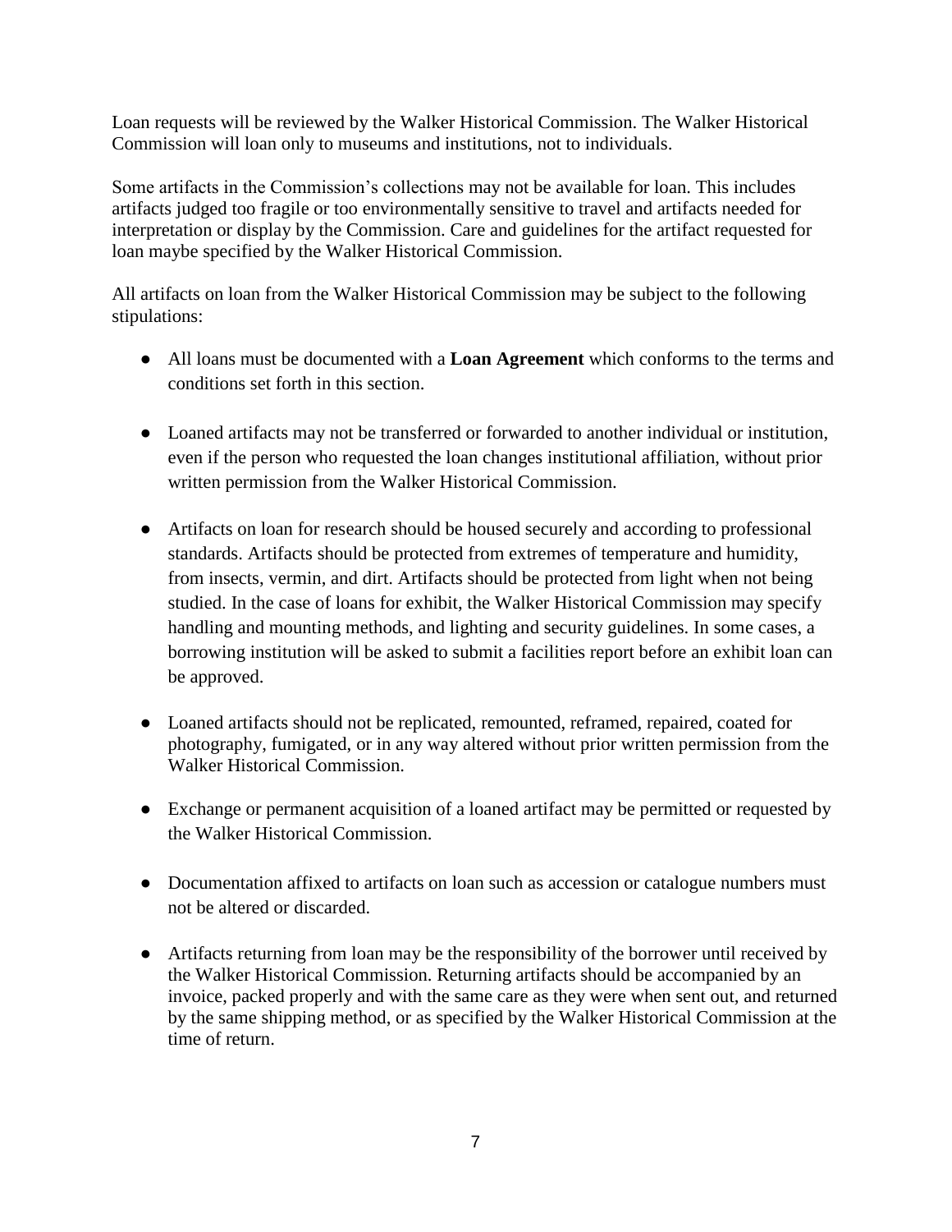Loan requests will be reviewed by the Walker Historical Commission. The Walker Historical Commission will loan only to museums and institutions, not to individuals.

Some artifacts in the Commission's collections may not be available for loan. This includes artifacts judged too fragile or too environmentally sensitive to travel and artifacts needed for interpretation or display by the Commission. Care and guidelines for the artifact requested for loan maybe specified by the Walker Historical Commission.

All artifacts on loan from the Walker Historical Commission may be subject to the following stipulations:

- All loans must be documented with a **Loan Agreement** which conforms to the terms and conditions set forth in this section.

- Loaned artifacts may not be transferred or forwarded to another individual or institution, even if the person who requested the loan changes institutional affiliation, without prior written permission from the Walker Historical Commission.

- Artifacts on loan for research should be housed securely and according to professional standards. Artifacts should be protected from extremes of temperature and humidity, from insects, vermin, and dirt. Artifacts should be protected from light when not being studied. In the case of loans for exhibit, the Walker Historical Commission may specify handling and mounting methods, and lighting and security guidelines. In some cases, a borrowing institution will be asked to submit a facilities report before an exhibit loan can be approved.

- Loaned artifacts should not be replicated, remounted, reframed, repaired, coated for photography, fumigated, or in any way altered without prior written permission from the Walker Historical Commission.

- Exchange or permanent acquisition of a loaned artifact may be permitted or requested by the Walker Historical Commission.

- Documentation affixed to artifacts on loan such as accession or catalogue numbers must not be altered or discarded.

- Artifacts returning from loan may be the responsibility of the borrower until received by the Walker Historical Commission. Returning artifacts should be accompanied by an invoice, packed properly and with the same care as they were when sent out, and returned by the same shipping method, or as specified by the Walker Historical Commission at the time of return.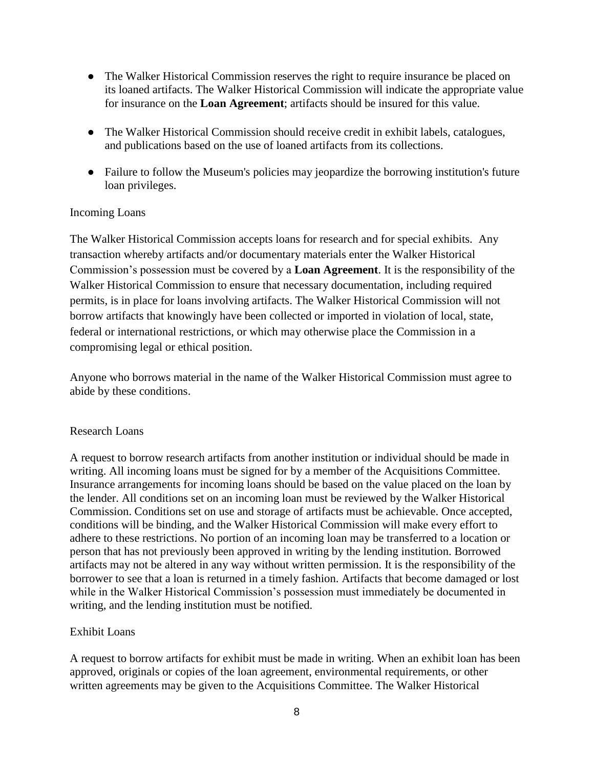- The Walker Historical Commission reserves the right to require insurance be placed on its loaned artifacts. The Walker Historical Commission will indicate the appropriate value for insurance on the **Loan Agreement**; artifacts should be insured for this value.

- The Walker Historical Commission should receive credit in exhibit labels, catalogues, and publications based on the use of loaned artifacts from its collections.

- Failure to follow the Museum's policies may jeopardize the borrowing institution's future loan privileges.

## Incoming Loans

The Walker Historical Commission accepts loans for research and for special exhibits. Any transaction whereby artifacts and/or documentary materials enter the Walker Historical Commission's possession must be covered by a **Loan Agreement**. It is the responsibility of the Walker Historical Commission to ensure that necessary documentation, including required permits, is in place for loans involving artifacts. The Walker Historical Commission will not borrow artifacts that knowingly have been collected or imported in violation of local, state, federal or international restrictions, or which may otherwise place the Commission in a compromising legal or ethical position.

Anyone who borrows material in the name of the Walker Historical Commission must agree to abide by these conditions.

### Research Loans

A request to borrow research artifacts from another institution or individual should be made in writing. All incoming loans must be signed for by a member of the Acquisitions Committee. Insurance arrangements for incoming loans should be based on the value placed on the loan by the lender. All conditions set on an incoming loan must be reviewed by the Walker Historical Commission. Conditions set on use and storage of artifacts must be achievable. Once accepted, conditions will be binding, and the Walker Historical Commission will make every effort to adhere to these restrictions. No portion of an incoming loan may be transferred to a location or person that has not previously been approved in writing by the lending institution. Borrowed artifacts may not be altered in any way without written permission. It is the responsibility of the borrower to see that a loan is returned in a timely fashion. Artifacts that become damaged or lost while in the Walker Historical Commission's possession must immediately be documented in writing, and the lending institution must be notified.

### Exhibit Loans

A request to borrow artifacts for exhibit must be made in writing. When an exhibit loan has been approved, originals or copies of the loan agreement, environmental requirements, or other written agreements may be given to the Acquisitions Committee. The Walker Historical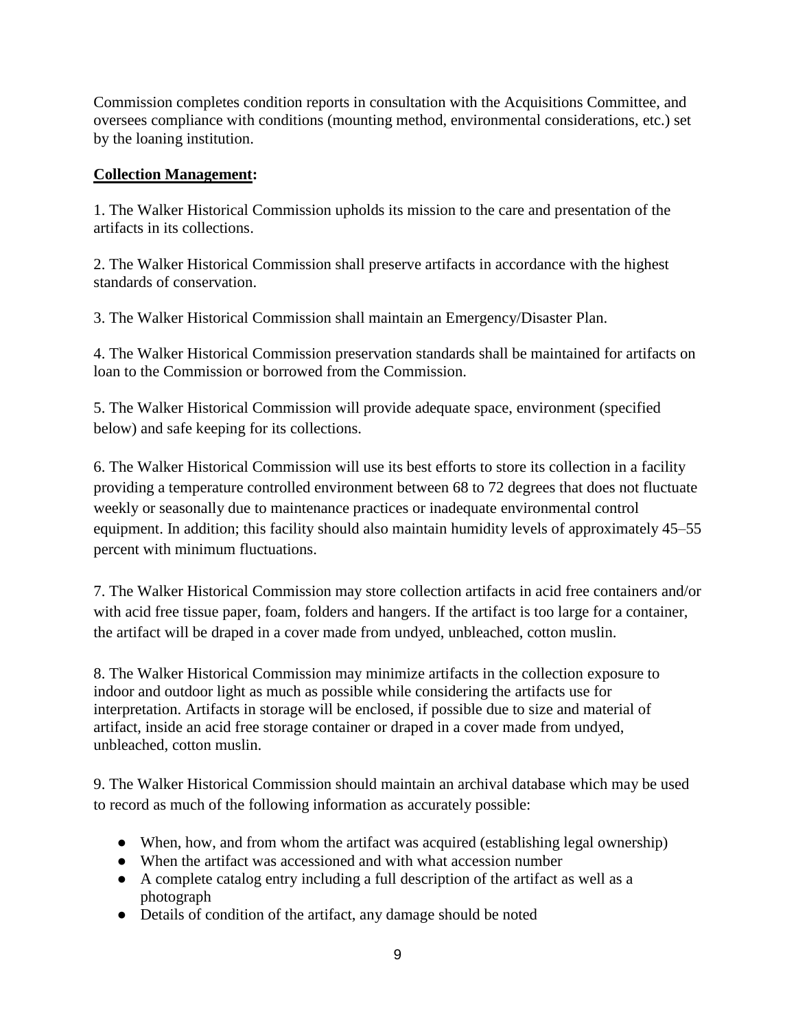Commission completes condition reports in consultation with the Acquisitions Committee, and oversees compliance with conditions (mounting method, environmental considerations, etc.) set by the loaning institution.

**Collection Management:**

1. The Walker Historical Commission upholds its mission to the care and presentation of the artifacts in its collections.

2. The Walker Historical Commission shall preserve artifacts in accordance with the highest standards of conservation.

3. The Walker Historical Commission shall maintain an Emergency/Disaster Plan.

4. The Walker Historical Commission preservation standards shall be maintained for artifacts on loan to the Commission or borrowed from the Commission.

5. The Walker Historical Commission will provide adequate space, environment (specified below) and safe keeping for its collections.

6. The Walker Historical Commission will use its best efforts to store its collection in a facility providing a temperature controlled environment between 68 to 72 degrees that does not fluctuate weekly or seasonally due to maintenance practices or inadequate environmental control equipment. In addition; this facility should also maintain humidity levels of approximately 45–55 percent with minimum fluctuations.

7. The Walker Historical Commission may store collection artifacts in acid free containers and/or with acid free tissue paper, foam, folders and hangers. If the artifact is too large for a container, the artifact will be draped in a cover made from undyed, unbleached, cotton muslin.

8. The Walker Historical Commission may minimize artifacts in the collection exposure to indoor and outdoor light as much as possible while considering the artifacts use for interpretation. Artifacts in storage will be enclosed, if possible due to size and material of artifact, inside an acid free storage container or draped in a cover made from undyed, unbleached, cotton muslin.

9. The Walker Historical Commission should maintain an archival database which may be used to record as much of the following information as accurately possible:

- When, how, and from whom the artifact was acquired (establishing legal ownership)
- When the artifact was accessioned and with what accession number
- A complete catalog entry including a full description of the artifact as well as a photograph
- Details of condition of the artifact, any damage should be noted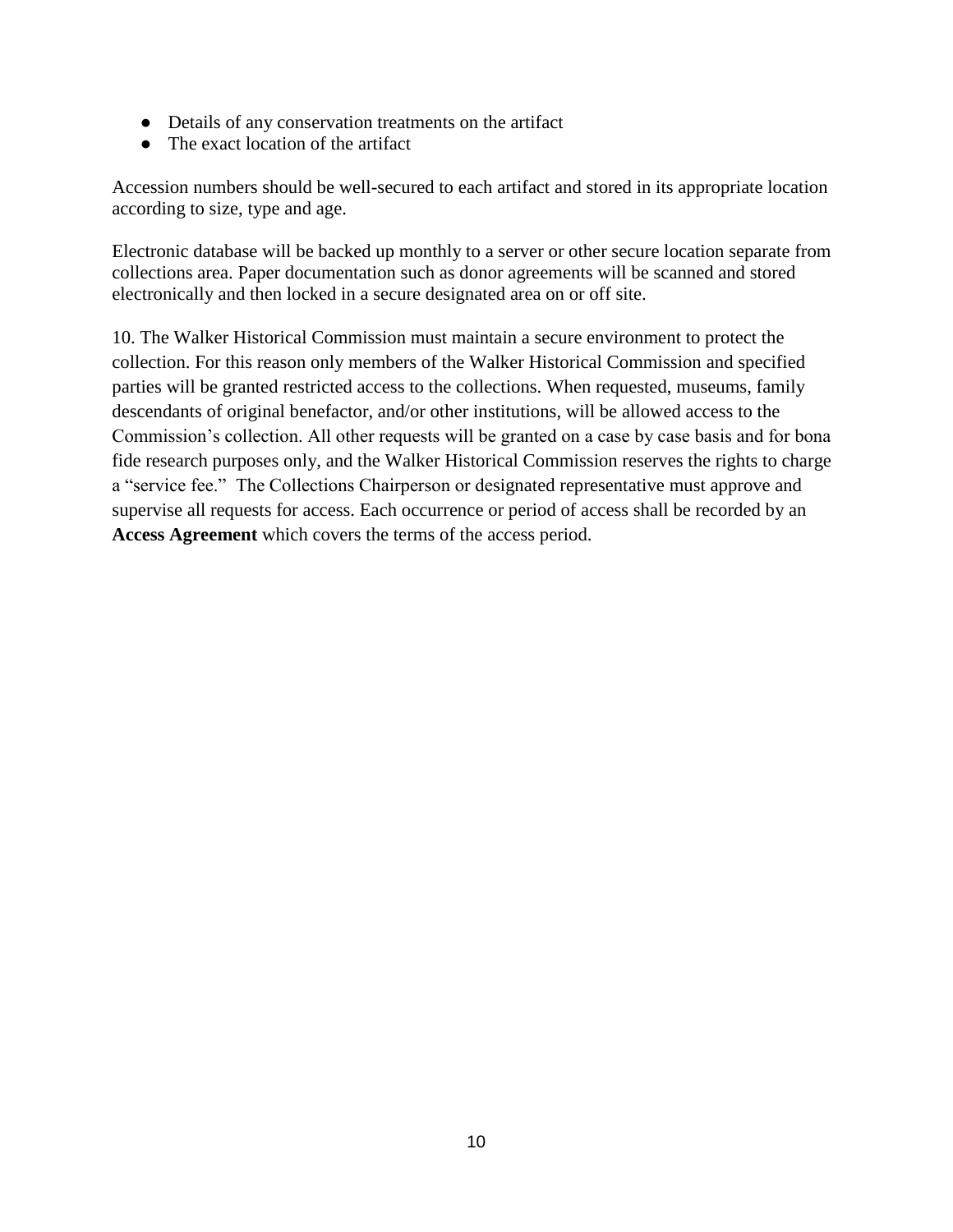- Details of any conservation treatments on the artifact
- The exact location of the artifact

Accession numbers should be well-secured to each artifact and stored in its appropriate location according to size, type and age.

Electronic database will be backed up monthly to a server or other secure location separate from collections area. Paper documentation such as donor agreements will be scanned and stored electronically and then locked in a secure designated area on or off site.

10. The Walker Historical Commission must maintain a secure environment to protect the collection. For this reason only members of the Walker Historical Commission and specified parties will be granted restricted access to the collections. When requested, museums, family descendants of original benefactor, and/or other institutions, will be allowed access to the Commission's collection. All other requests will be granted on a case by case basis and for bona fide research purposes only, and the Walker Historical Commission reserves the rights to charge a "service fee." The Collections Chairperson or designated representative must approve and supervise all requests for access. Each occurrence or period of access shall be recorded by an **Access Agreement** which covers the terms of the access period.